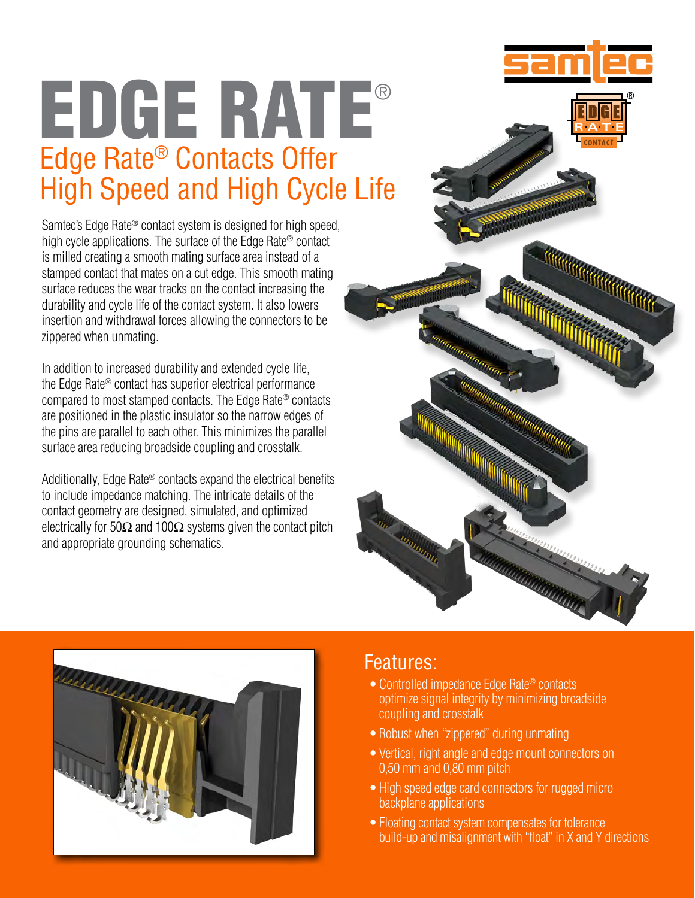# EDGE RATE®

## Edge Rate® Contacts Offer High Speed and High Cycle Life

Samtec's Edge Rate® contact system is designed for high speed, high cycle applications. The surface of the Edge Rate® contact is milled creating a smooth mating surface area instead of a stamped contact that mates on a cut edge. This smooth mating surface reduces the wear tracks on the contact increasing the durability and cycle life of the contact system. It also lowers insertion and withdrawal forces allowing the connectors to be zippered when unmating.

In addition to increased durability and extended cycle life, the Edge Rate® contact has superior electrical performance compared to most stamped contacts. The Edge Rate® contacts are positioned in the plastic insulator so the narrow edges of the pins are parallel to each other. This minimizes the parallel surface area reducing broadside coupling and crosstalk.

Additionally, Edge Rate® contacts expand the electrical benefits to include impedance matching. The intricate details of the contact geometry are designed, simulated, and optimized electrically for 50Ω and 100Ω systems given the contact pitch and appropriate grounding schematics.

## Features:

- Controlled impedance Edge Rate® contacts optimize signal integrity by minimizing broadside coupling and crosstalk
- Robust when "zippered" during unmating
- Vertical, right angle and edge mount connectors on 0,50 mm and 0,80 mm pitch
- High speed edge card connectors for rugged micro backplane applications
- Floating contact system compensates for tolerance build-up and misalignment with "float" in X and Y directions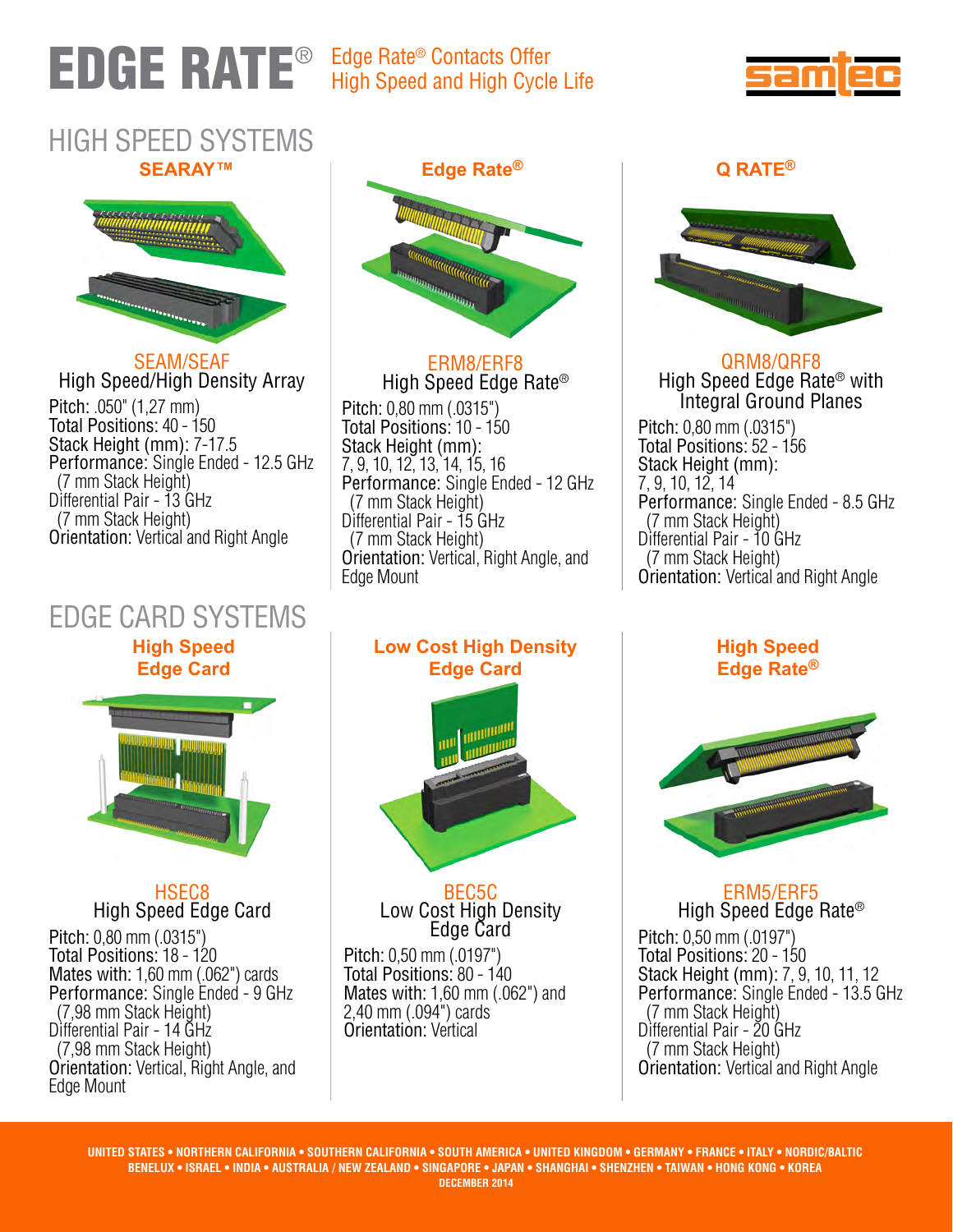# EDGE RATE®

Edge Rate® Contacts Offer High Speed and High Cycle Life

## HIGH SPEED SYSTEMS

### SEARAY™

**SEAM/SEAF**

High Speed/High Density Array

Pitch: .050" (1,27 mm)
Total Positions: 40 - 150
Stack Height (mm): 7-17.5
Performance: Single Ended - 12.5 GHz (7 mm Stack Height)
Differential Pair - 13 GHz (7 mm Stack Height)
Orientation: Vertical and Right Angle

### Edge Rate®

**ERM8/ERF8**

High Speed Edge Rate®

Pitch: 0,80 mm (.0315")
Total Positions: 10 - 150
Stack Height (mm): 7, 9, 10, 12, 13, 14, 15, 16
Performance: Single Ended - 12 GHz (7 mm Stack Height)
Differential Pair - 15 GHz (7 mm Stack Height)
Orientation: Vertical, Right Angle, and Edge Mount

### Q RATE®

**QRM8/QRF8**

High Speed Edge Rate® with Integral Ground Planes

Pitch: 0,80 mm (.0315")
Total Positions: 52 - 156
Stack Height (mm): 7, 9, 10, 12, 14
Performance: Single Ended - 8.5 GHz (7 mm Stack Height)
Differential Pair - 10 GHz (7 mm Stack Height)
Orientation: Vertical and Right Angle

## EDGE CARD SYSTEMS

### High Speed Edge Card

**HSEC8**

High Speed Edge Card

Pitch: 0,80 mm (.0315")
Total Positions: 18 - 120
Mates with: 1,60 mm (.062") cards
Performance: Single Ended - 9 GHz (7,98 mm Stack Height)
Differential Pair - 14 GHz (7,98 mm Stack Height)
Orientation: Vertical, Right Angle, and Edge Mount

### Low Cost High Density Edge Card

**BEC5C**

Low Cost High Density Edge Card

Pitch: 0,50 mm (.0197")
Total Positions: 80 - 140
Mates with: 1,60 mm (.062") and 2,40 mm (.094") cards
Orientation: Vertical

### High Speed Edge Rate®

**ERM5/ERF5**

High Speed Edge Rate®

Pitch: 0,50 mm (.0197")
Total Positions: 20 - 150
Stack Height (mm): 7, 9, 10, 11, 12
Performance: Single Ended - 13.5 GHz (7 mm Stack Height)
Differential Pair - 20 GHz (7 mm Stack Height)
Orientation: Vertical and Right Angle

UNITED STATES • NORTHERN CALIFORNIA • SOUTHERN CALIFORNIA • SOUTH AMERICA • UNITED KINGDOM • GERMANY • FRANCE • ITALY • NORDIC/BALTIC
BENELUX • ISRAEL • INDIA • AUSTRALIA / NEW ZEALAND • SINGAPORE • JAPAN • SHANGHAI • SHENZHEN • TAIWAN • HONG KONG • KOREA
DECEMBER 2014